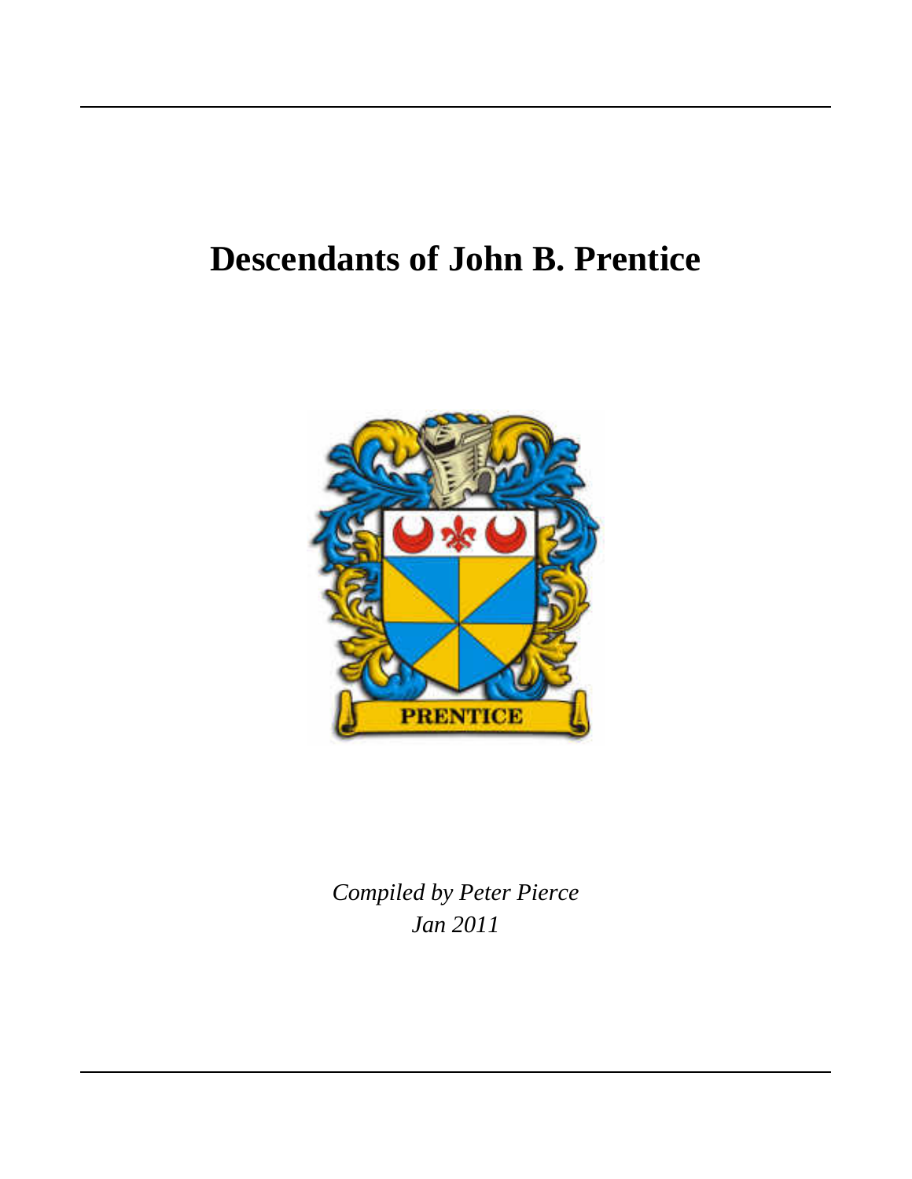# Descendants of John B. Prentice

*Compiled by Peter Pierce*
*Jan 2011*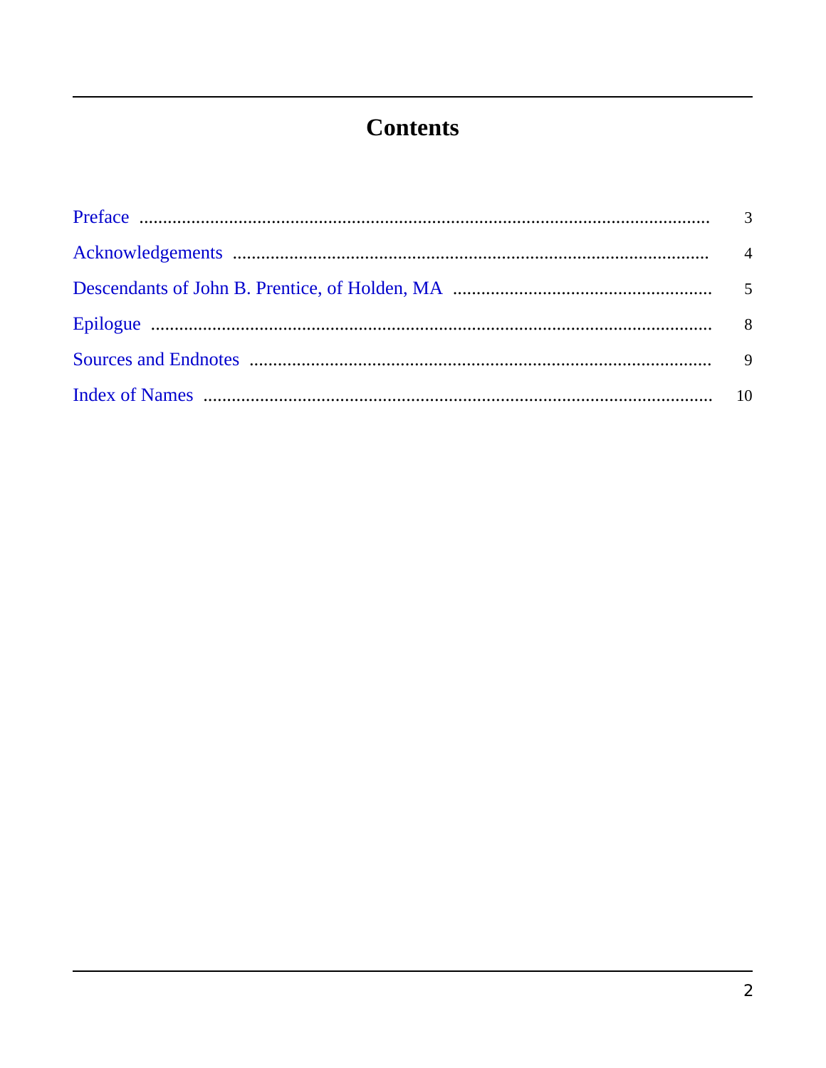# Contents

| | |
|---|---|
| Preface | 3 |
| Acknowledgements | 4 |
| Descendants of John B. Prentice, of Holden, MA | 5 |
| Epilogue | 8 |
| Sources and Endnotes | 9 |
| Index of Names | 10 |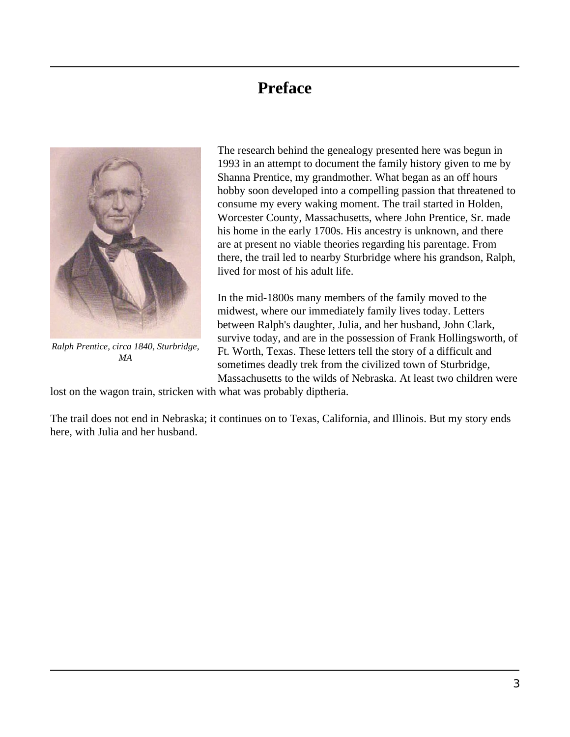# Preface

*Ralph Prentice, circa 1840, Sturbridge, MA*

The research behind the genealogy presented here was begun in 1993 in an attempt to document the family history given to me by Shanna Prentice, my grandmother. What began as an off hours hobby soon developed into a compelling passion that threatened to consume my every waking moment. The trail started in Holden, Worcester County, Massachusetts, where John Prentice, Sr. made his home in the early 1700s. His ancestry is unknown, and there are at present no viable theories regarding his parentage. From there, the trail led to nearby Sturbridge where his grandson, Ralph, lived for most of his adult life.

In the mid-1800s many members of the family moved to the midwest, where our immediately family lives today. Letters between Ralph's daughter, Julia, and her husband, John Clark, survive today, and are in the possession of Frank Hollingsworth, of Ft. Worth, Texas. These letters tell the story of a difficult and sometimes deadly trek from the civilized town of Sturbridge, Massachusetts to the wilds of Nebraska. At least two children were lost on the wagon train, stricken with what was probably diptheria.

The trail does not end in Nebraska; it continues on to Texas, California, and Illinois. But my story ends here, with Julia and her husband.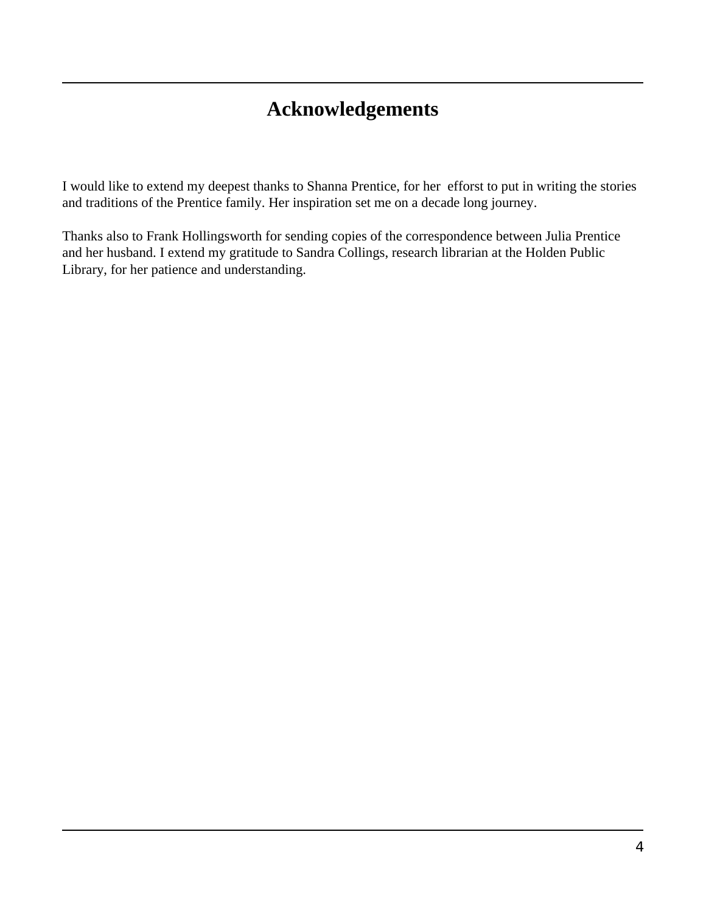# Acknowledgements

I would like to extend my deepest thanks to Shanna Prentice, for her  efforst to put in writing the stories and traditions of the Prentice family. Her inspiration set me on a decade long journey.

Thanks also to Frank Hollingsworth for sending copies of the correspondence between Julia Prentice and her husband. I extend my gratitude to Sandra Collings, research librarian at the Holden Public Library, for her patience and understanding.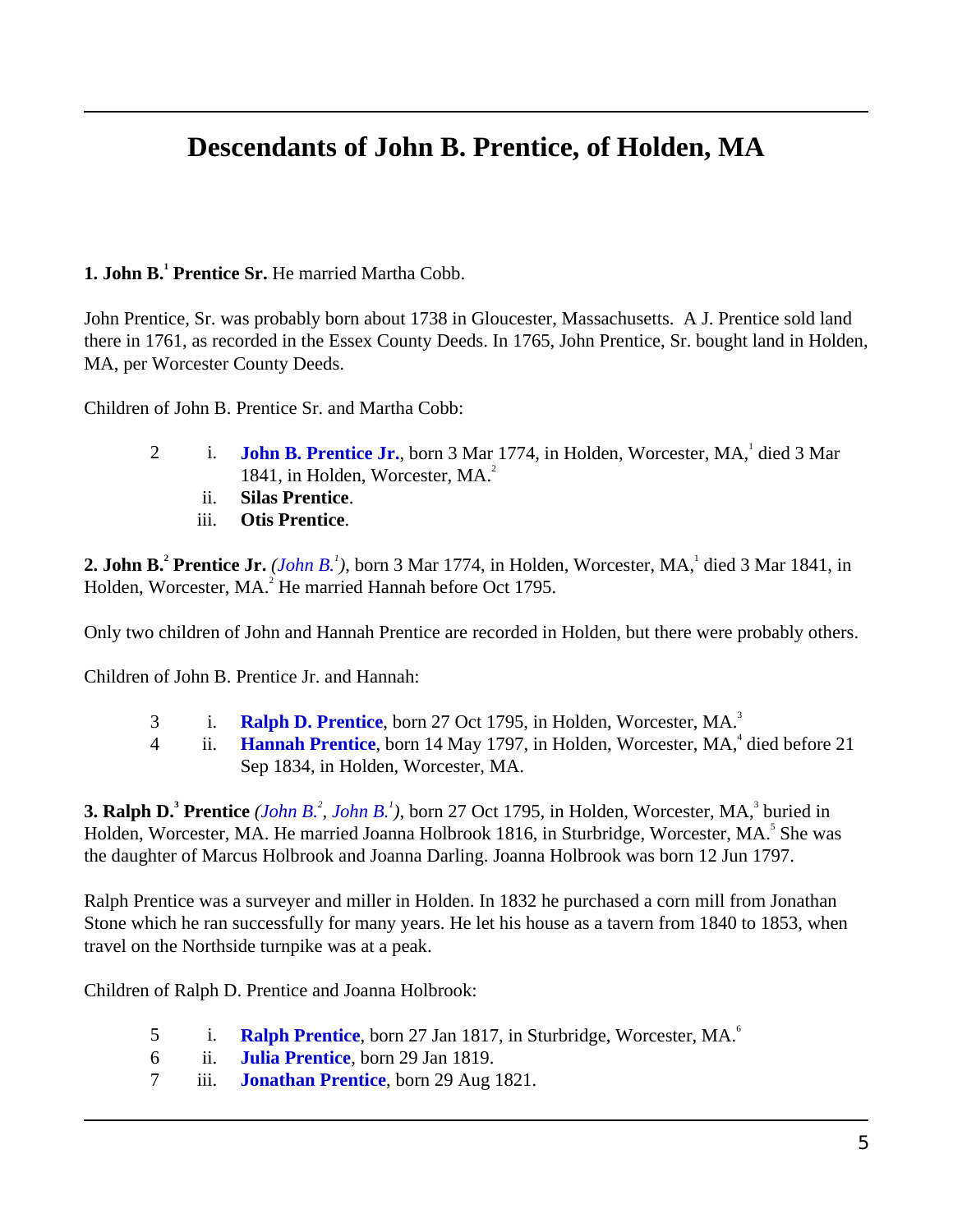# Descendants of John B. Prentice, of Holden, MA

**1. John B.[1] Prentice Sr.** He married Martha Cobb.

John Prentice, Sr. was probably born about 1738 in Gloucester, Massachusetts. A J. Prentice sold land there in 1761, as recorded in the Essex County Deeds. In 1765, John Prentice, Sr. bought land in Holden, MA, per Worcester County Deeds.

Children of John B. Prentice Sr. and Martha Cobb:

- 2 i. **John B. Prentice Jr.**, born 3 Mar 1774, in Holden, Worcester, MA,[1] died 3 Mar 1841, in Holden, Worcester, MA.[2]
- ii. **Silas Prentice**.
- iii. **Otis Prentice**.

**2. John B.[2] Prentice Jr.** *(John B.[1])*, born 3 Mar 1774, in Holden, Worcester, MA,[1] died 3 Mar 1841, in Holden, Worcester, MA.[2] He married Hannah before Oct 1795.

Only two children of John and Hannah Prentice are recorded in Holden, but there were probably others.

Children of John B. Prentice Jr. and Hannah:

- 3 i. **Ralph D. Prentice**, born 27 Oct 1795, in Holden, Worcester, MA.[3]
- 4 ii. **Hannah Prentice**, born 14 May 1797, in Holden, Worcester, MA,[4] died before 21 Sep 1834, in Holden, Worcester, MA.

**3. Ralph D.[3] Prentice** *(John B.[2], John B.[1])*, born 27 Oct 1795, in Holden, Worcester, MA,[3] buried in Holden, Worcester, MA. He married Joanna Holbrook 1816, in Sturbridge, Worcester, MA.[5] She was the daughter of Marcus Holbrook and Joanna Darling. Joanna Holbrook was born 12 Jun 1797.

Ralph Prentice was a surveyer and miller in Holden. In 1832 he purchased a corn mill from Jonathan Stone which he ran successfully for many years. He let his house as a tavern from 1840 to 1853, when travel on the Northside turnpike was at a peak.

Children of Ralph D. Prentice and Joanna Holbrook:

- 5 i. **Ralph Prentice**, born 27 Jan 1817, in Sturbridge, Worcester, MA.[6]
- 6 ii. **Julia Prentice**, born 29 Jan 1819.
- 7 iii. **Jonathan Prentice**, born 29 Aug 1821.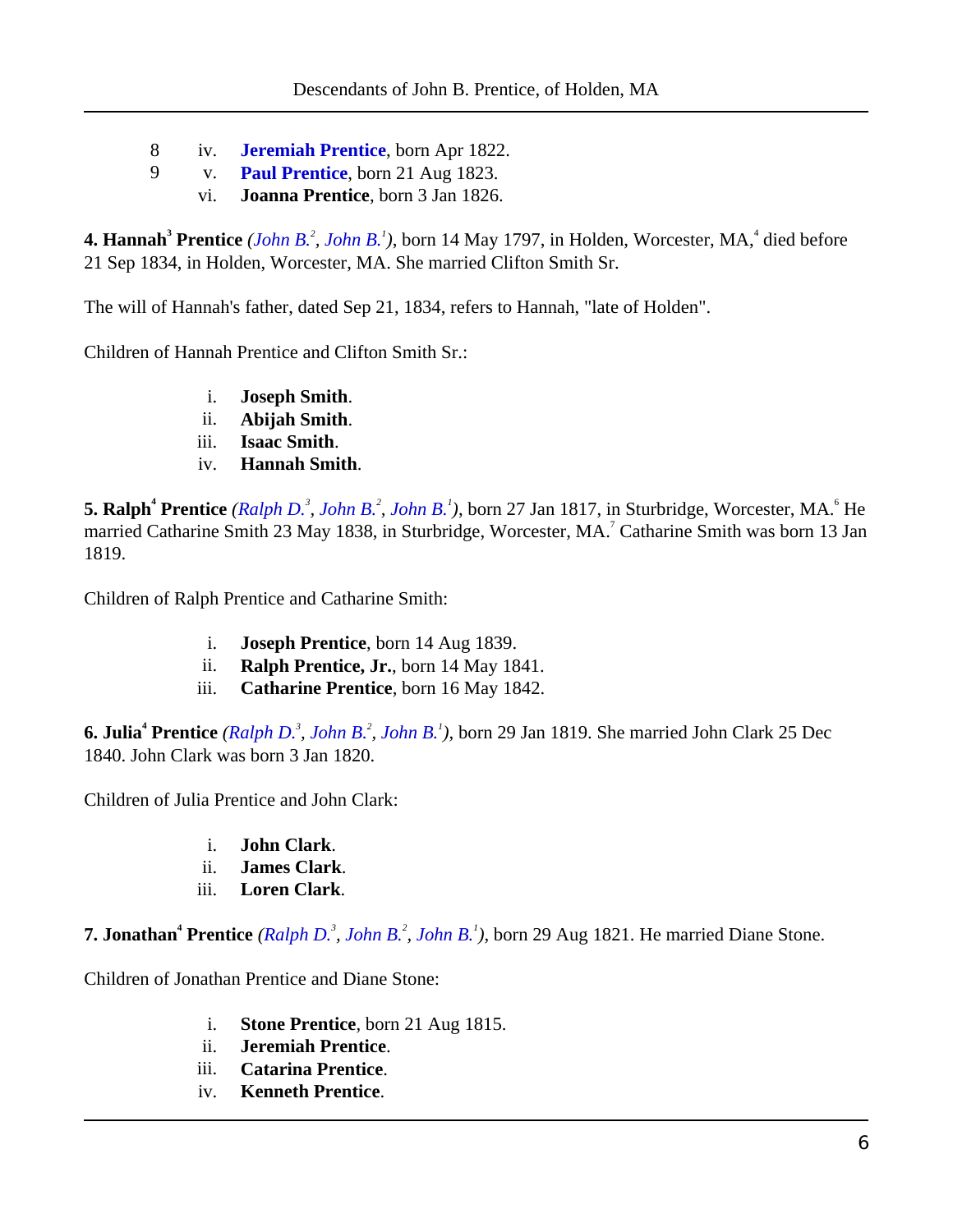8 iv. **Jeremiah Prentice**, born Apr 1822.
9 v. **Paul Prentice**, born 21 Aug 1823.
vi. **Joanna Prentice**, born 3 Jan 1026.

**4. Hannah[3] Prentice** *(John B.[2], John B.[1])*, born 14 May 1797, in Holden, Worcester, MA,[4] died before 21 Sep 1834, in Holden, Worcester, MA. She married Clifton Smith Sr.

The will of Hannah's father, dated Sep 21, 1834, refers to Hannah, "late of Holden".

Children of Hannah Prentice and Clifton Smith Sr.:

i. **Joseph Smith**.
ii. **Abijah Smith**.
iii. **Isaac Smith**.
iv. **Hannah Smith**.

**5. Ralph[4] Prentice** *(Ralph D.[3], John B.[2], John B.[1])*, born 27 Jan 1817, in Sturbridge, Worcester, MA.[6] He married Catharine Smith 23 May 1838, in Sturbridge, Worcester, MA.[7] Catharine Smith was born 13 Jan 1819.

Children of Ralph Prentice and Catharine Smith:

i. **Joseph Prentice**, born 14 Aug 1839.
ii. **Ralph Prentice, Jr.**, born 14 May 1841.
iii. **Catharine Prentice**, born 16 May 1842.

**6. Julia[4] Prentice** *(Ralph D.[3], John B.[2], John B.[1])*, born 29 Jan 1819. She married John Clark 25 Dec 1840. John Clark was born 3 Jan 1820.

Children of Julia Prentice and John Clark:

i. **John Clark**.
ii. **James Clark**.
iii. **Loren Clark**.

**7. Jonathan[4] Prentice** *(Ralph D.[3], John B.[2], John B.[1])*, born 29 Aug 1821. He married Diane Stone.

Children of Jonathan Prentice and Diane Stone:

i. **Stone Prentice**, born 21 Aug 1815.
ii. **Jeremiah Prentice**.
iii. **Catarina Prentice**.
iv. **Kenneth Prentice**.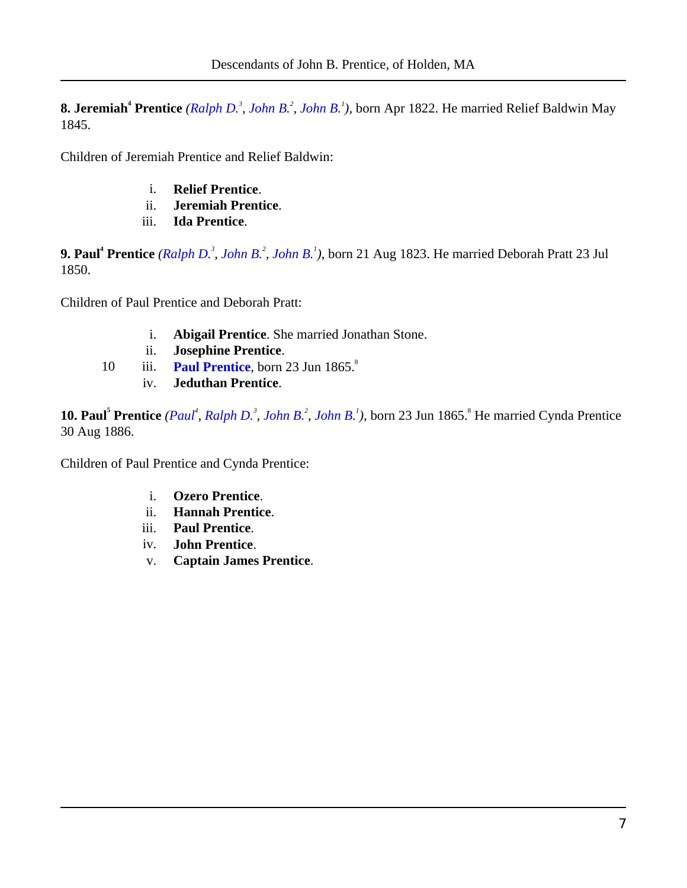**8. Jeremiah[4] Prentice** *(Ralph D.[3], John B.[2], John B.[1])*, born Apr 1822. He married Relief Baldwin May 1845.

Children of Jeremiah Prentice and Relief Baldwin:

- i. **Relief Prentice**.
- ii. **Jeremiah Prentice**.
- iii. **Ida Prentice**.

**9. Paul[4] Prentice** *(Ralph D.[3], John B.[2], John B.[1])*, born 21 Aug 1823. He married Deborah Pratt 23 Jul 1850.

Children of Paul Prentice and Deborah Pratt:

- i. **Abigail Prentice**. She married Jonathan Stone.
- ii. **Josephine Prentice**.
- 10 iii. **Paul Prentice**, born 23 Jun 1865.[8]
- iv. **Jeduthan Prentice**.

**10. Paul[5] Prentice** *(Paul[4], Ralph D.[3], John B.[2], John B.[1])*, born 23 Jun 1865.[8] He married Cynda Prentice 30 Aug 1886.

Children of Paul Prentice and Cynda Prentice:

- i. **Ozero Prentice**.
- ii. **Hannah Prentice**.
- iii. **Paul Prentice**.
- iv. **John Prentice**.
- v. **Captain James Prentice**.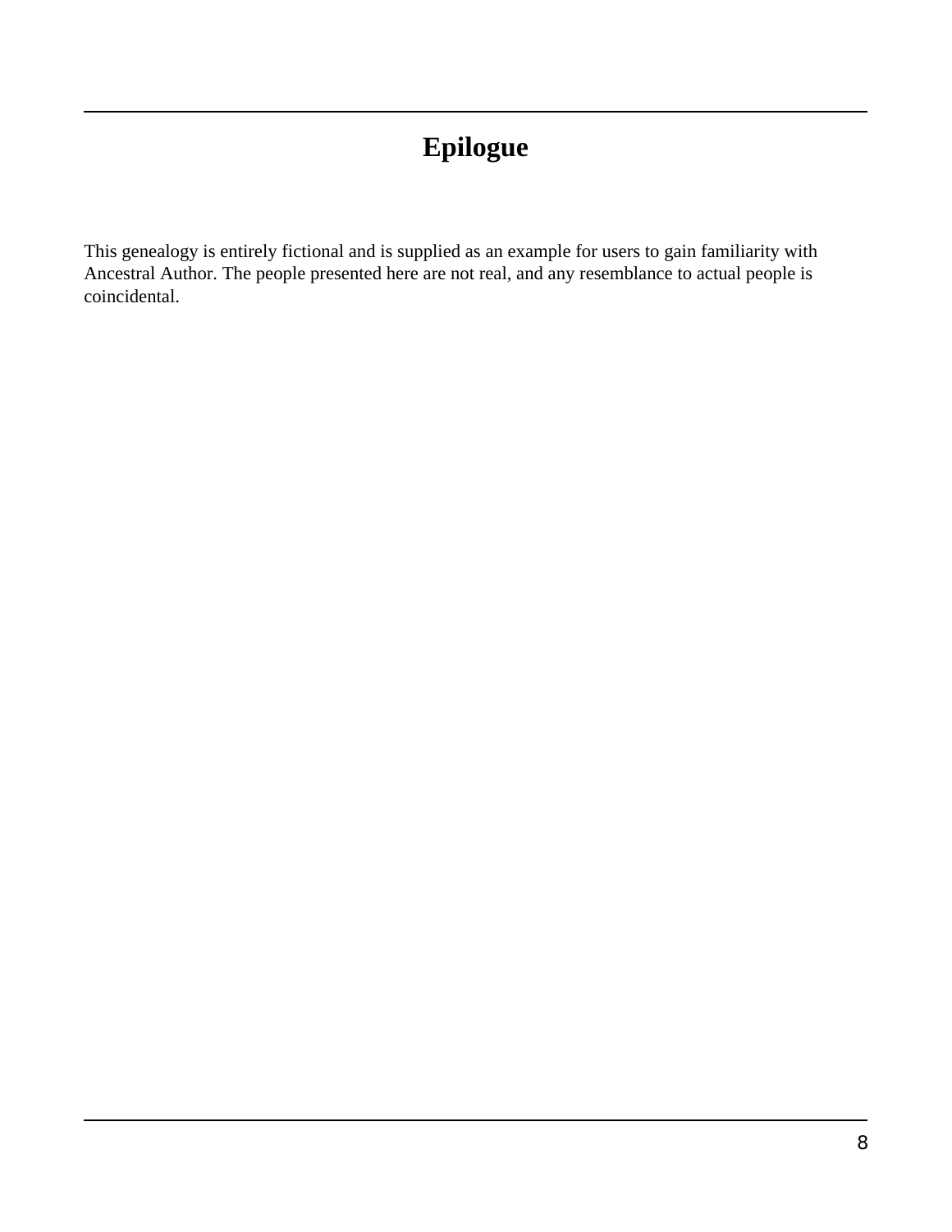# Epilogue

This genealogy is entirely fictional and is supplied as an example for users to gain familiarity with Ancestral Author. The people presented here are not real, and any resemblance to actual people is coincidental.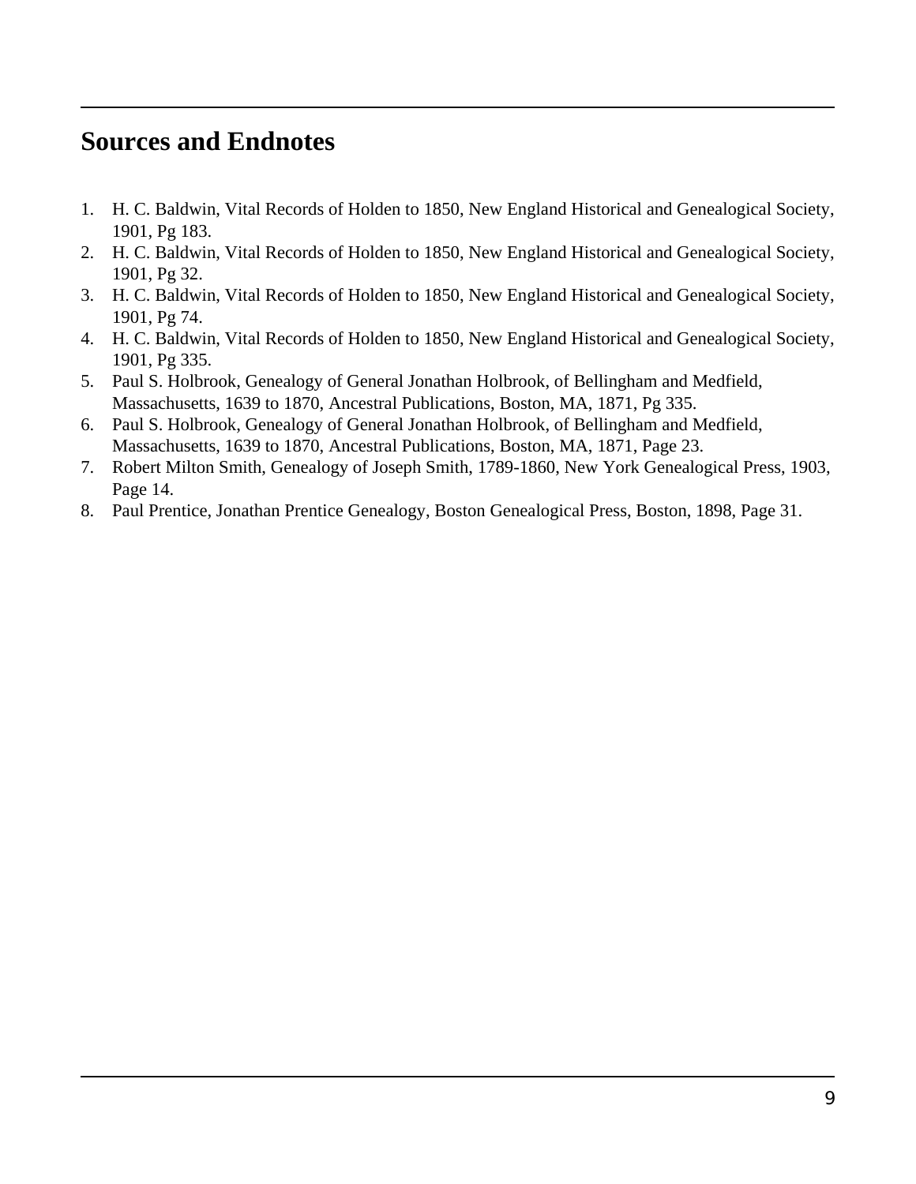## Sources and Endnotes

1. H. C. Baldwin, Vital Records of Holden to 1850, New England Historical and Genealogical Society, 1901, Pg 183.
2. H. C. Baldwin, Vital Records of Holden to 1850, New England Historical and Genealogical Society, 1901, Pg 32.
3. H. C. Baldwin, Vital Records of Holden to 1850, New England Historical and Genealogical Society, 1901, Pg 74.
4. H. C. Baldwin, Vital Records of Holden to 1850, New England Historical and Genealogical Society, 1901, Pg 335.
5. Paul S. Holbrook, Genealogy of General Jonathan Holbrook, of Bellingham and Medfield, Massachusetts, 1639 to 1870, Ancestral Publications, Boston, MA, 1871, Pg 335.
6. Paul S. Holbrook, Genealogy of General Jonathan Holbrook, of Bellingham and Medfield, Massachusetts, 1639 to 1870, Ancestral Publications, Boston, MA, 1871, Page 23.
7. Robert Milton Smith, Genealogy of Joseph Smith, 1789-1860, New York Genealogical Press, 1903, Page 14.
8. Paul Prentice, Jonathan Prentice Genealogy, Boston Genealogical Press, Boston, 1898, Page 31.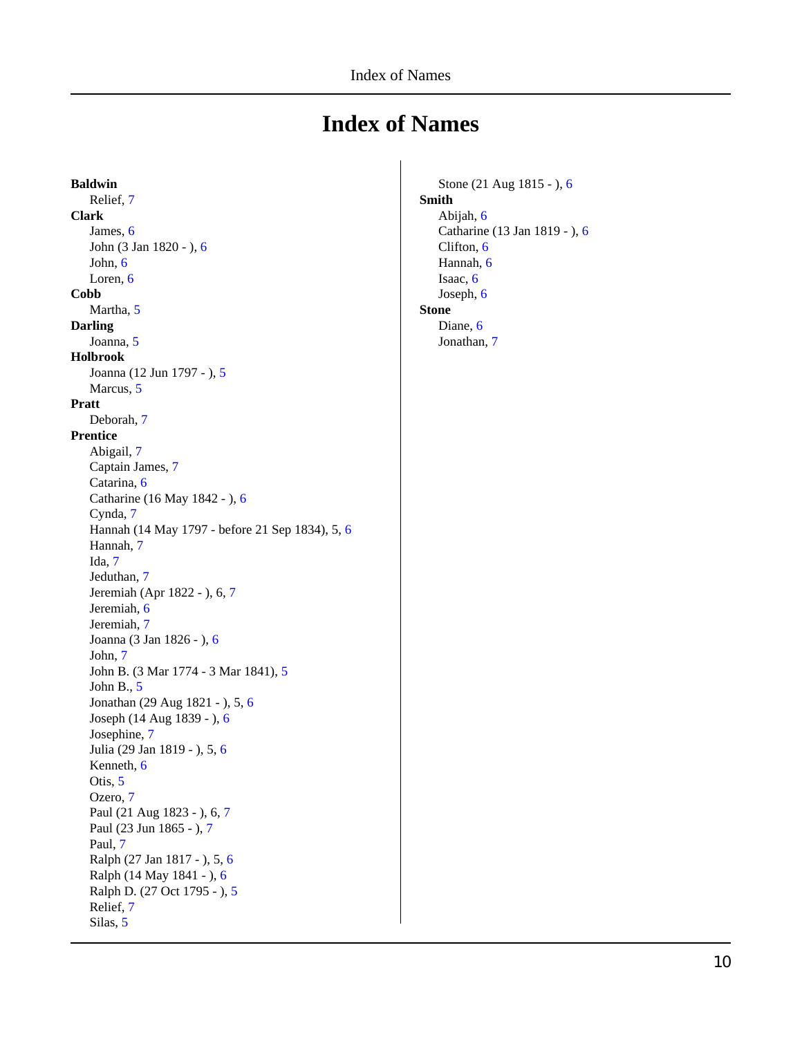# Index of Names

**Baldwin**
Relief, 7

**Clark**
James, 6
John (3 Jan 1820 - ), 6
John, 6
Loren, 6

**Cobb**
Martha, 5

**Darling**
Joanna, 5

**Holbrook**
Joanna (12 Jun 1797 - ), 5
Marcus, 5

**Pratt**
Deborah, 7

**Prentice**
Abigail, 7
Captain James, 7
Catarina, 6
Catharine (16 May 1842 - ), 6
Cynda, 7
Hannah (14 May 1797 - before 21 Sep 1834), 5, 6
Hannah, 7
Ida, 7
Jeduthan, 7
Jeremiah (Apr 1822 - ), 6, 7
Jeremiah, 6
Jeremiah, 7
Joanna (3 Jan 1826 - ), 6
John, 7
John B. (3 Mar 1774 - 3 Mar 1841), 5
John B., 5
Jonathan (29 Aug 1821 - ), 5, 6
Joseph (14 Aug 1839 - ), 6
Josephine, 7
Julia (29 Jan 1819 - ), 5, 6
Kenneth, 6
Otis, 5
Ozero, 7
Paul (21 Aug 1823 - ), 6, 7
Paul (23 Jun 1865 - ), 7
Paul, 7
Ralph (27 Jan 1817 - ), 5, 6
Ralph (14 May 1841 - ), 6
Ralph D. (27 Oct 1795 - ), 5
Relief, 7
Silas, 5
Stone (21 Aug 1815 - ), 6

**Smith**
Abijah, 6
Catharine (13 Jan 1819 - ), 6
Clifton, 6
Hannah, 6
Isaac, 6
Joseph, 6

**Stone**
Diane, 6
Jonathan, 7